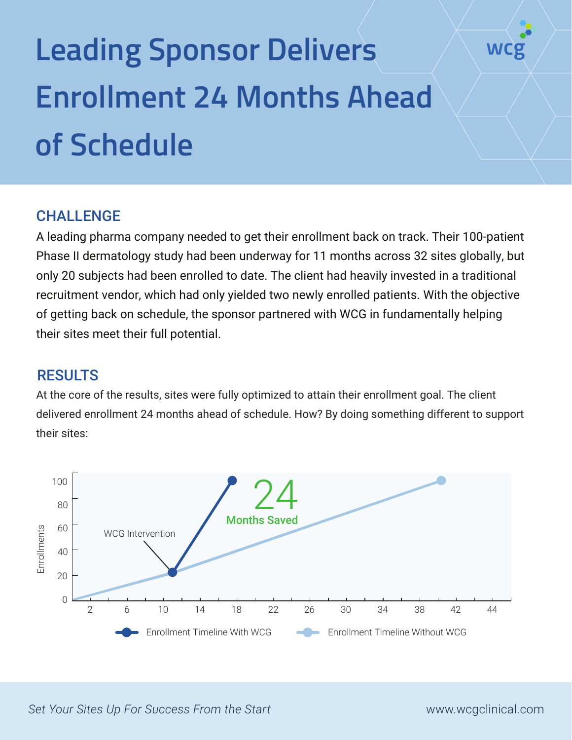# Leading Sponsor Delivers Enrollment 24 Months Ahead of Schedule

wcg

## CHALLENGE

A leading pharma company needed to get their enrollment back on track. Their 100-patient Phase II dermatology study had been underway for 11 months across 32 sites globally, but only 20 subjects had been enrolled to date. The client had heavily invested in a traditional recruitment vendor, which had only yielded two newly enrolled patients. With the objective of getting back on schedule, the sponsor partnered with WCG in fundamentally helping their sites meet their full potential.

## RESULTS

At the core of the results, sites were fully optimized to attain their enrollment goal. The client delivered enrollment 24 months ahead of schedule. How? By doing something different to support their sites:

Enrollments

100
80
60
40
20
0

2 6 10 14 18 22 26 30 34 38 42 44

WCG Intervention

24
Months Saved

Enrollment Timeline With WCG
Enrollment Timeline Without WCG

*Set Your Sites Up For Success From the Start*

www.wcgclinical.com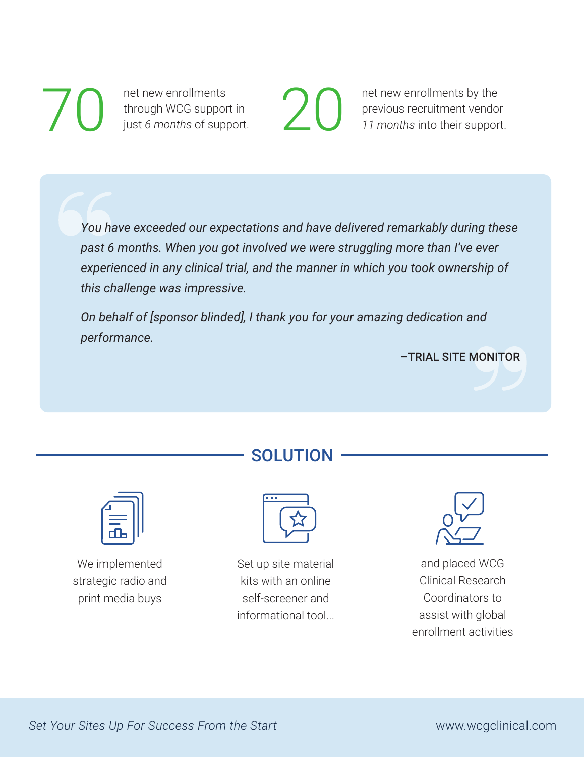**70** net new enrollments through WCG support in just *6 months* of support.

**20** net new enrollments by the previous recruitment vendor *11 months* into their support.

> *You have exceeded our expectations and have delivered remarkably during these past 6 months. When you got involved we were struggling more than I've ever experienced in any clinical trial, and the manner in which you took ownership of this challenge was impressive.*
>
> *On behalf of [sponsor blinded], I thank you for your amazing dedication and performance.*
>
> –TRIAL SITE MONITOR

## SOLUTION

We implemented strategic radio and print media buys

Set up site material kits with an online self-screener and informational tool...

and placed WCG Clinical Research Coordinators to assist with global enrollment activities

*Set Your Sites Up For Success From the Start*

www.wcgclinical.com